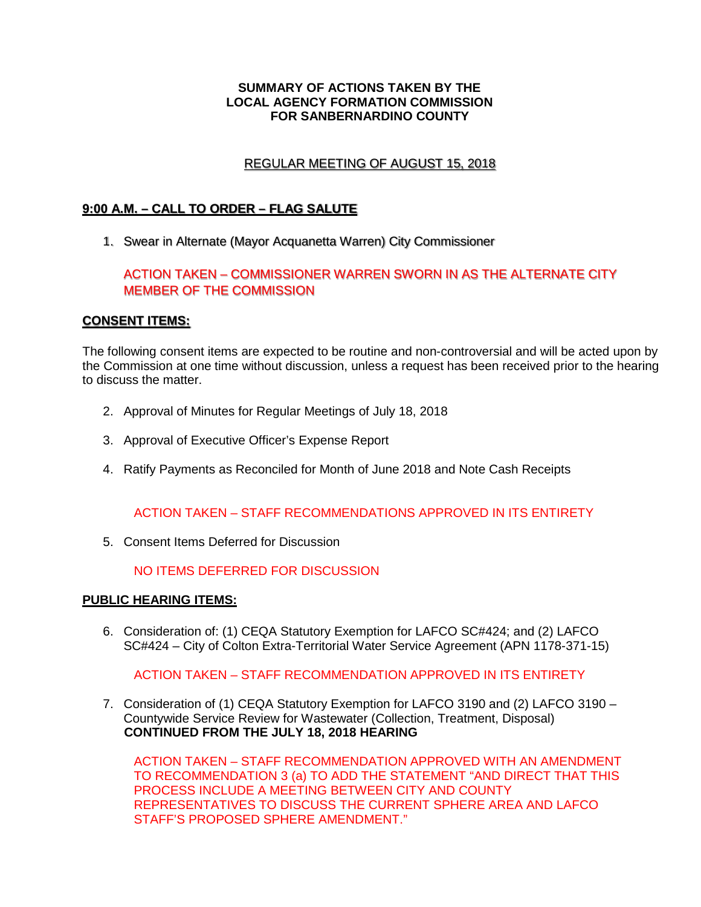**SUMMARY OF ACTIONS TAKEN BY THE**
**LOCAL AGENCY FORMATION COMMISSION**
**FOR SANBERNARDINO COUNTY**

REGULAR MEETING OF AUGUST 15, 2018

## 9:00 A.M. – CALL TO ORDER – FLAG SALUTE

1. Swear in Alternate (Mayor Acquanetta Warren) City Commissioner

   ACTION TAKEN – COMMISSIONER WARREN SWORN IN AS THE ALTERNATE CITY MEMBER OF THE COMMISSION

## CONSENT ITEMS:

The following consent items are expected to be routine and non-controversial and will be acted upon by the Commission at one time without discussion, unless a request has been received prior to the hearing to discuss the matter.

2. Approval of Minutes for Regular Meetings of July 18, 2018

3. Approval of Executive Officer's Expense Report

4. Ratify Payments as Reconciled for Month of June 2018 and Note Cash Receipts

   ACTION TAKEN – STAFF RECOMMENDATIONS APPROVED IN ITS ENTIRETY

5. Consent Items Deferred for Discussion

   NO ITEMS DEFERRED FOR DISCUSSION

## PUBLIC HEARING ITEMS:

6. Consideration of: (1) CEQA Statutory Exemption for LAFCO SC#424; and (2) LAFCO SC#424 – City of Colton Extra-Territorial Water Service Agreement (APN 1178-371-15)

   ACTION TAKEN – STAFF RECOMMENDATION APPROVED IN ITS ENTIRETY

7. Consideration of (1) CEQA Statutory Exemption for LAFCO 3190 and (2) LAFCO 3190 – Countywide Service Review for Wastewater (Collection, Treatment, Disposal)
   **CONTINUED FROM THE JULY 18, 2018 HEARING**

   ACTION TAKEN – STAFF RECOMMENDATION APPROVED WITH AN AMENDMENT TO RECOMMENDATION 3 (a) TO ADD THE STATEMENT "AND DIRECT THAT THIS PROCESS INCLUDE A MEETING BETWEEN CITY AND COUNTY REPRESENTATIVES TO DISCUSS THE CURRENT SPHERE AREA AND LAFCO STAFF'S PROPOSED SPHERE AMENDMENT."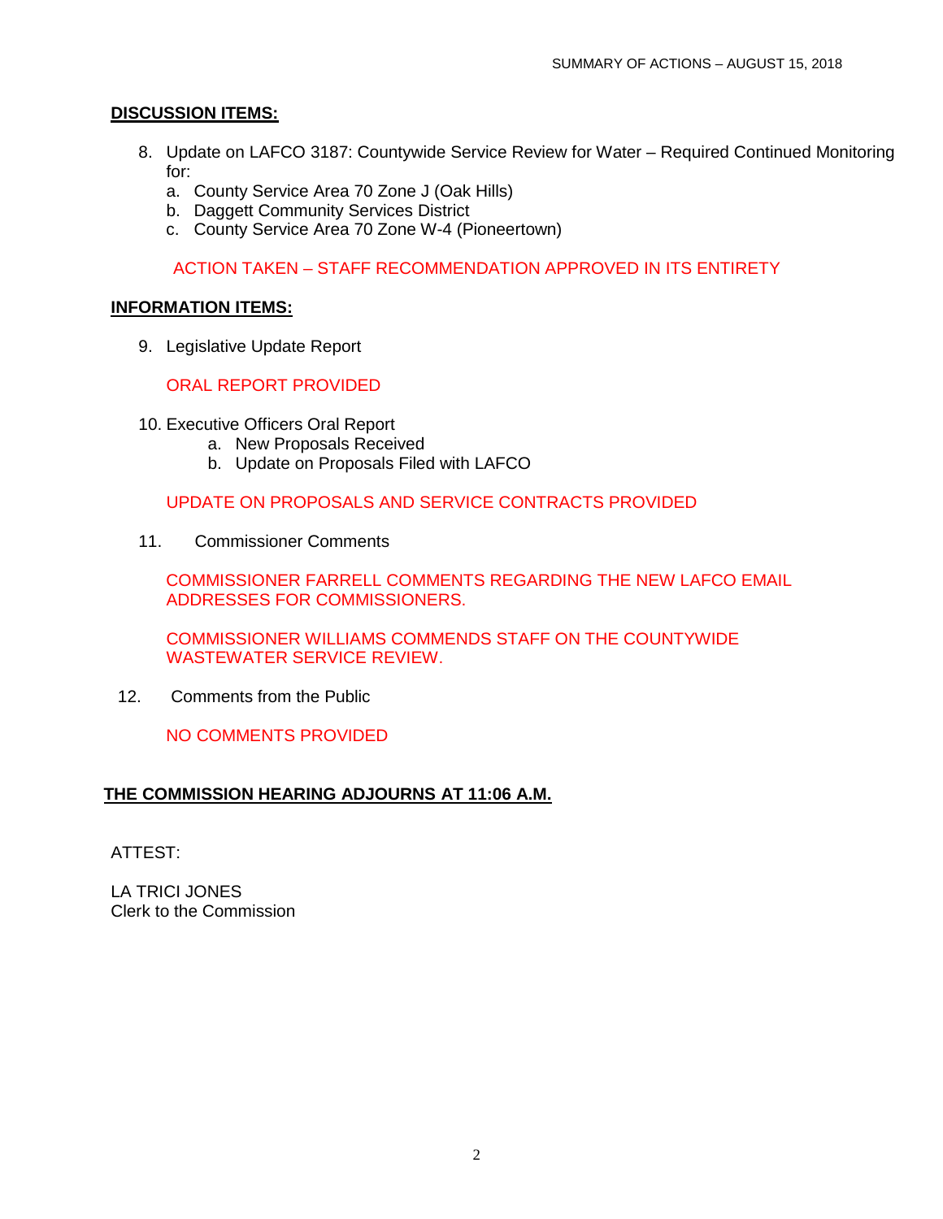## DISCUSSION ITEMS:

8. Update on LAFCO 3187: Countywide Service Review for Water – Required Continued Monitoring for:
   a. County Service Area 70 Zone J (Oak Hills)
   b. Daggett Community Services District
   c. County Service Area 70 Zone W-4 (Pioneertown)

   ACTION TAKEN – STAFF RECOMMENDATION APPROVED IN ITS ENTIRETY

## INFORMATION ITEMS:

9. Legislative Update Report

   ORAL REPORT PROVIDED

10. Executive Officers Oral Report
    a. New Proposals Received
    b. Update on Proposals Filed with LAFCO

    UPDATE ON PROPOSALS AND SERVICE CONTRACTS PROVIDED

11. Commissioner Comments

    COMMISSIONER FARRELL COMMENTS REGARDING THE NEW LAFCO EMAIL ADDRESSES FOR COMMISSIONERS.

    COMMISSIONER WILLIAMS COMMENDS STAFF ON THE COUNTYWIDE WASTEWATER SERVICE REVIEW.

12. Comments from the Public

    NO COMMENTS PROVIDED

**THE COMMISSION HEARING ADJOURNS AT 11:06 A.M.**

ATTEST:

LA TRICI JONES
Clerk to the Commission